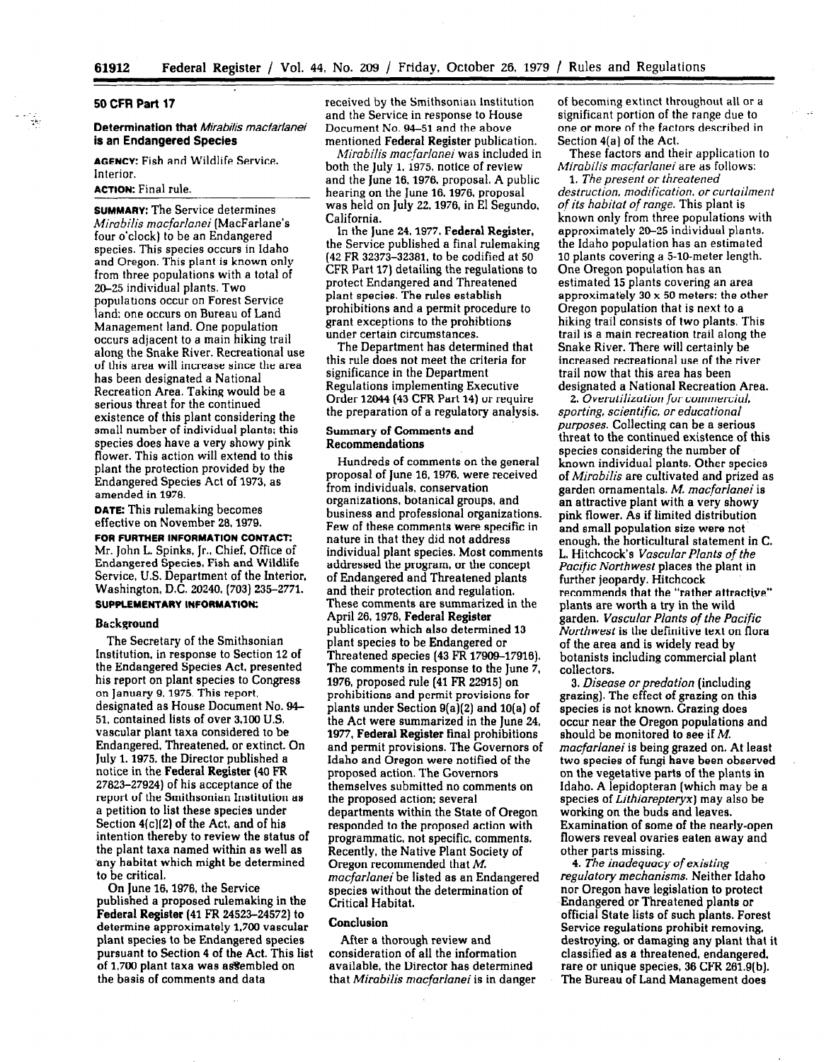## 50 CFR Part 17

### Determination that *Mirabilis macfarlanei* is an Endangered Species

**AGENCY:** Fish and Wildlife Service, Interior.

**ACTION:** Final rule.

**SUMMARY:** The Service determines *Mirabilis macfarlanei* (MacFarlane's four o'clock) to be an Endangered species. This species occurs in Idaho and Oregon. This plant is known only from three populations with a total of 20–25 individual plants. Two populations occur on Forest Service land; one occurs on Bureau of Land Management land. One population occurs adjacent to a main hiking trail along the Snake River. Recreational use of this area will increase since the area has been designated a National Recreation Area. Taking would be a serious threat for the continued existence of this plant considering the small number of individual plants; this species does have a very showy pink flower. This action will extend to this plant the protection provided by the Endangered Species Act of 1973, as amended in 1978.

**DATE:** This rulemaking becomes effective on November 28, 1979.

**FOR FURTHER INFORMATION CONTACT:** Mr. John L. Spinks, Jr., Chief, Office of Endangered Species, Fish and Wildlife Service, U.S. Department of the Interior, Washington, D.C. 20240, (703) 235-2771.

**SUPPLEMENTARY INFORMATION:**

### Background

The Secretary of the Smithsonian Institution, in response to Section 12 of the Endangered Species Act, presented his report on plant species to Congress on January 9, 1975. This report, designated as House Document No. 94–51, contained lists of over 3,100 U.S. vascular plant taxa considered to be Endangered, Threatened, or extinct. On July 1, 1975, the Director published a notice in the **Federal Register** (40 FR 27823–27924) of his acceptance of the report of the Smithsonian Institution as a petition to list these species under Section 4(c)(2) of the Act, and of his intention thereby to review the status of the plant taxa named within as well as any habitat which might be determined to be critical.

On June 16, 1976, the Service published a proposed rulemaking in the **Federal Register** (41 FR 24523–24572) to determine approximately 1,700 vascular plant species to be Endangered species pursuant to Section 4 of the Act. This list of 1,700 plant taxa was assembled on the basis of comments and data received by the Smithsonian Institution and the Service in response to House Document No. 94–51 and the above mentioned **Federal Register** publication.

*Mirabilis macfarlanei* was included in both the July 1, 1975, notice of review and the June 16, 1976, proposal. A public hearing on the June 16, 1976, proposal was held on July 22, 1976, in El Segundo, California.

In the June 24, 1977, **Federal Register**, the Service published a final rulemaking (42 FR 32373–32381, to be codified at 50 CFR Part 17) detailing the regulations to protect Endangered and Threatened plant species. The rules establish prohibitions and a permit procedure to grant exceptions to the prohibtions under certain circumstances.

The Department has determined that this rule does not meet the criteria for significance in the Department Regulations implementing Executive Order 12044 (43 CFR Part 14) or require the preparation of a regulatory analysis.

### Summary of Comments and Recommendations

Hundreds of comments on the general proposal of June 16, 1976, were received from individuals, conservation organizations, botanical groups, and business and professional organizations. Few of these comments were specific in nature in that they did not address individual plant species. Most comments addressed the program, or the concept of Endangered and Threatened plants and their protection and regulation. These comments are summarized in the April 26, 1978, **Federal Register** publication which also determined 13 plant species to be Endangered or Threatened species (43 FR 17909–17916). The comments in response to the June 7, 1976, proposed rule (41 FR 22915) on prohibitions and permit provisions for plants under Section 9(a)(2) and 10(a) of the Act were summarized in the June 24, 1977, **Federal Register** final prohibitions and permit provisions. The Governors of Idaho and Oregon were notified of the proposed action. The Governors themselves submitted no comments on the proposed action; several departments within the State of Oregon responded to the proposed action with programmatic, not specific, comments. Recently, the Native Plant Society of Oregon recommended that *M. macfarlanei* be listed as an Endangered species without the determination of Critical Habitat.

### Conclusion

After a thorough review and consideration of all the information available, the Director has determined that *Mirabilis macfarlanei* is in danger of becoming extinct throughout all or a significant portion of the range due to one or more of the factors described in Section 4(a) of the Act.

These factors and their application to *Mirabilis macfarlanei* are as follows:

1. *The present or threatened destruction, modification, or curtailment of its habitat of range.* This plant is known only from three populations with approximately 20–25 individual plants. the Idaho population has an estimated 10 plants covering a 5-10-meter length. One Oregon population has an estimated 15 plants covering an area approximately 30 x 50 meters: the other Oregon population that is next to a hiking trail consists of two plants. This trail is a main recreation trail along the Snake River. There will certainly be increased recreational use of the river trail now that this area has been designated a National Recreation Area.

2. *Overutilization for commercial, sporting, scientific, or educational purposes.* Collecting can be a serious threat to the continued existence of this species considering the number of known individual plants. Other species of *Mirabilis* are cultivated and prized as garden ornamentals. *M. macfarlanei* is an attractive plant with a very showy pink flower. As if limited distribution and small population size were not enough, the horticultural statement in C. L. Hitchcock's *Vascular Plants of the Pacific Northwest* places the plant in further jeopardy. Hitchcock recommends that the "rather attractive" plants are worth a try in the wild garden. *Vascular Plants of the Pacific Northwest* is the definitive text on flora of the area and is widely read by botanists including commercial plant collectors.

3. *Disease or predation* (including grazing). The effect of grazing on this species is not known. Grazing does occur near the Oregon populations and should be monitored to see if *M. macfarlanei* is being grazed on. At least two species of fungi have been observed on the vegetative parts of the plants in Idaho. A lepidopteran (which may be a species of *Lithiarepteryx*) may also be working on the buds and leaves. Examination of some of the nearly-open flowers reveal ovaries eaten away and other parts missing.

4. *The inadequacy of existing regulatory mechanisms.* Neither Idaho nor Oregon have legislation to protect Endangered or Threatened plants or official State lists of such plants. Forest Service regulations prohibit removing, destroying, or damaging any plant that it classified as a threatened, endangered, rare or unique species, 36 CFR 261.9(b). The Bureau of Land Management does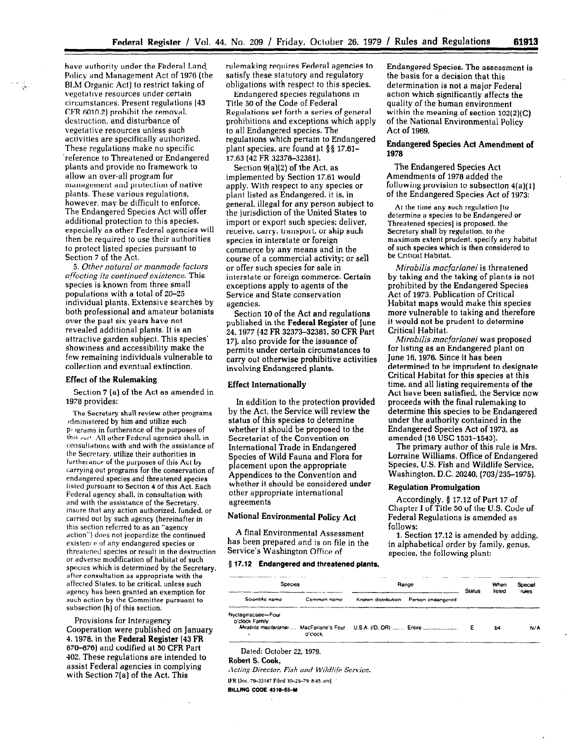have authority under the Federal Land Policy and Management Act of 1976 (the BLM Organic Act) to restrict taking of vegetative resources under certain circumstances. Present regulations (43 CFR 6010.2) prohibit the removal, destruction, and disturbance of vegetative resources unless such activities are specifically authorized. These regulations make no specific reference to Threatened or Endangered plants and provide no framework to allow an over-all program for management and protection of native plants. These various regulations, however, may be difficult to enforce. The Endangered Species Act will offer additional protection to this species, especially as other Federal agencies will then be required to use their authorities to protect listed species pursuant to Section 7 of the Act.

5. *Other natural or manmade factors affecting its continued existence.* This species is known from three small populations with a total of 20–25 individual plants. Extensive searches by both professional and amateur botanists over the past six years have not revealed additional plants. It is an attractive garden subject. This species' showiness and accessibility make the few remaining individuals vulnerable to collection and eventual extinction.

### Effect of the Rulemaking

Section 7 (a) of the Act as amended in 1978 provides:

> The Secretary shall review other programs administered by him and utilize such programs in furtherance of the purposes of this Act. All other Federal agencies shall, in consultation with and with the assistance of the Secretary, utilize their authorities in furtherance of the purposes of this Act by carrying out programs for the conservation of endangered species and threatened species listed pursuant to Section 4 of this Act. Each Federal agency shall, in consultation with and with the assistance of the Secretary, insure that any action authorized, funded, or carried out by such agency (hereinafter in this section referred to as an "agency action") does not jeopardize the continued existence of any endangered species or threatened species or result in the destruction or adverse modification of habitat of such species which is determined by the Secretary, after consultation as appropriate with the affected States, to be critical, unless such agency has been granted an exemption for such action by the Committee pursuant to subsection (h) of this section.

Provisions for Interagency Cooperation were published on January 4, 1978, in the **Federal Register** (43 FR 870–876) and codified at 50 CFR Part 402. These regulations are intended to assist Federal agencies in complying with Section 7(a) of the Act. This rulemaking requires Federal agencies to satisfy these statutory and regulatory obligations with respect to this species.

Endangered species regulations in Title 50 of the Code of Federal Regulations set forth a series of general prohibitions and exceptions which apply to all Endangered species. The regulations which pertain to Endangered plant species, are found at §§ 17.61–17.63 (42 FR 32378–32381).

Section 9(a)(2) of the Act, as implemented by Section 17.61 would apply. With respect to any species or plant listed as Endangered, it is, in general, illegal for any person subject to the jurisdiction of the United States to import or export such species; deliver, receive, carry, transport, or ship such species in interstate or foreign commerce by any means and in the course of a commercial activity; or sell or offer such species for sale in interstate or foreign commerce. Certain exceptions apply to agents of the Service and State conservation agencies.

Section 10 of the Act and regulations published in the **Federal Register** of June 24, 1977 (42 FR 32373–32381, 50 CFR Part 17), also provide for the issuance of permits under certain circumstances to carry out otherwise prohibitive activities involving Endangered plants.

### Effect Internationally

In addition to the protection provided by the Act, the Service will review the status of this species to determine whether it should be proposed to the Secretariat of the Convention on International Trade in Endangered Species of Wild Fauna and Flora for placement upon the appropriate Appendices to the Convention and whether it should be considered under other appropriate international agreements

### National Environmental Policy Act

A final Environmental Assessment has been prepared and is on file in the Service's Washington Office of Endangered Species. The assessment is the basis for a decision that this determination is not a major Federal action which significantly affects the quality of the human environment within the meaning of section 102(2)(C) of the National Environmental Policy Act of 1969.

### Endangered Species Act Amendment of 1978

The Endangered Species Act Amendments of 1978 added the following provision to subsection 4(a)(1) of the Endangered Species Act of 1973:

> At the time any such regulation [to determine a species to be Endangered or Threatened species] is proposed, the Secretary shall by regulation, to the maximum extent prudent, specify any habitat of such species which is then considered to be Critical Habitat.

*Mirabilis macfarlanei* is threatened by taking and the taking of plants is not prohibited by the Endangered Species Act of 1973. Publication of Critical Habitat maps would make this species more vulnerable to taking and therefore it would not be prudent to determine Critical Habitat.

*Mirabilis macfarlanei* was proposed for listing as an Endangered plant on June 16, 1976. Since it has been determined to be imprudent to designate Critical Habitat for this species at this time, and all listing requirements of the Act have been satisfied, the Service now proceeds with the final rulemaking to determine this species to be Endangered under the authority contained in the Endangered Species Act of 1973, as amended (16 USC 1531–1543).

The primary author of this rule is Mrs. Lorraine Williams, Office of Endangered Species, U.S. Fish and Wildlife Service, Washington, D.C. 20240, (703/235–1975).

### Regulation Promulgation

Accordingly, § 17.12 of Part 17 of Chapter I of Title 50 of the U.S. Code of Federal Regulations is amended as follows:

1. Section 17.12 is amended by adding, in alphabetical order by family, genus, species, the following plant:

**§ 17.12 Endangered and threatened plants.**

| Species | | Range | | Status | When listed | Special rules |
|---|---|---|---|---|---|---|
| Scientific name | Common name | Known distribution | Portion endangered | | | |
| Nyctaginaceae—Four o'clock Family: | | | | | | |
| *Mirabilis macfarlanei* | MacFarlane's Four o'clock. | U.S.A. (ID, OR) | Entire | E | 64 | N/A |

Dated: October 22, 1979.

**Robert S. Cook,**

*Acting Director, Fish and Wildlife Service.*

[FR Doc. 79–33147 Filed 10–25–79; 8:45 am]

**BILLING CODE 4310–55–M**